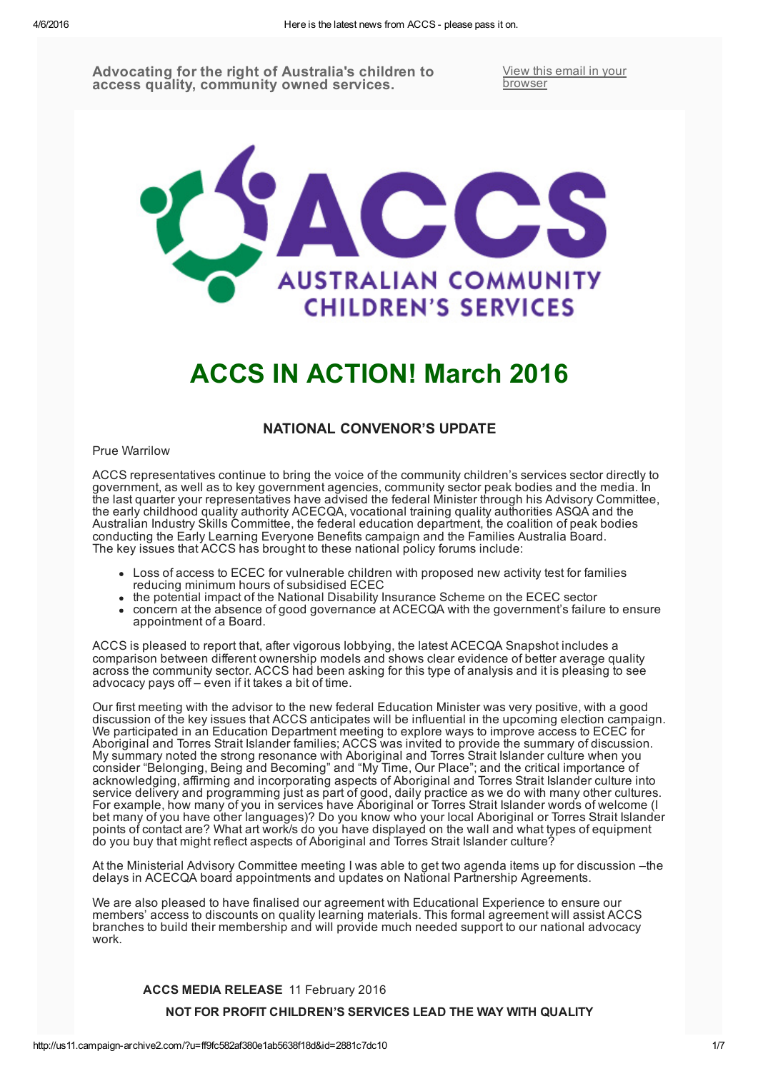Advocating for the right of Australia's children to access quality, community owned services.

View this email in your browser

ACCS

AUSTRALIAN COMMUNITY CHILDREN'S SERVICES

# ACCS IN ACTION! March 2016

## NATIONAL CONVENOR'S UPDATE

Prue Warrilow

ACCS representatives continue to bring the voice of the community children's services sector directly to government, as well as to key government agencies, community sector peak bodies and the media. In the last quarter your representatives have advised the federal Minister through his Advisory Committee, the early childhood quality authority ACECQA, vocational training quality authorities ASQA and the Australian Industry Skills Committee, the federal education department, the coalition of peak bodies conducting the Early Learning Everyone Benefits campaign and the Families Australia Board. The key issues that ACCS has brought to these national policy forums include:

- Loss of access to ECEC for vulnerable children with proposed new activity test for families reducing minimum hours of subsidised ECEC
- the potential impact of the National Disability Insurance Scheme on the ECEC sector
- concern at the absence of good governance at ACECQA with the government's failure to ensure appointment of a Board.

ACCS is pleased to report that, after vigorous lobbying, the latest ACECQA Snapshot includes a comparison between different ownership models and shows clear evidence of better average quality across the community sector. ACCS had been asking for this type of analysis and it is pleasing to see advocacy pays off – even if it takes a bit of time.

Our first meeting with the advisor to the new federal Education Minister was very positive, with a good discussion of the key issues that ACCS anticipates will be influential in the upcoming election campaign. We participated in an Education Department meeting to explore ways to improve access to ECEC for Aboriginal and Torres Strait Islander families; ACCS was invited to provide the summary of discussion. My summary noted the strong resonance with Aboriginal and Torres Strait Islander culture when you consider "Belonging, Being and Becoming" and "My Time, Our Place"; and the critical importance of acknowledging, affirming and incorporating aspects of Aboriginal and Torres Strait Islander culture into service delivery and programming just as part of good, daily practice as we do with many other cultures. For example, how many of you in services have Aboriginal or Torres Strait Islander words of welcome (I bet many of you have other languages)? Do you know who your local Aboriginal or Torres Strait Islander points of contact are? What art work/s do you have displayed on the wall and what types of equipment do you buy that might reflect aspects of Aboriginal and Torres Strait Islander culture?

At the Ministerial Advisory Committee meeting I was able to get two agenda items up for discussion –the delays in ACECQA board appointments and updates on National Partnership Agreements.

We are also pleased to have finalised our agreement with Educational Experience to ensure our members' access to discounts on quality learning materials. This formal agreement will assist ACCS branches to build their membership and will provide much needed support to our national advocacy work.

**ACCS MEDIA RELEASE** 11 February 2016

**NOT FOR PROFIT CHILDREN'S SERVICES LEAD THE WAY WITH QUALITY**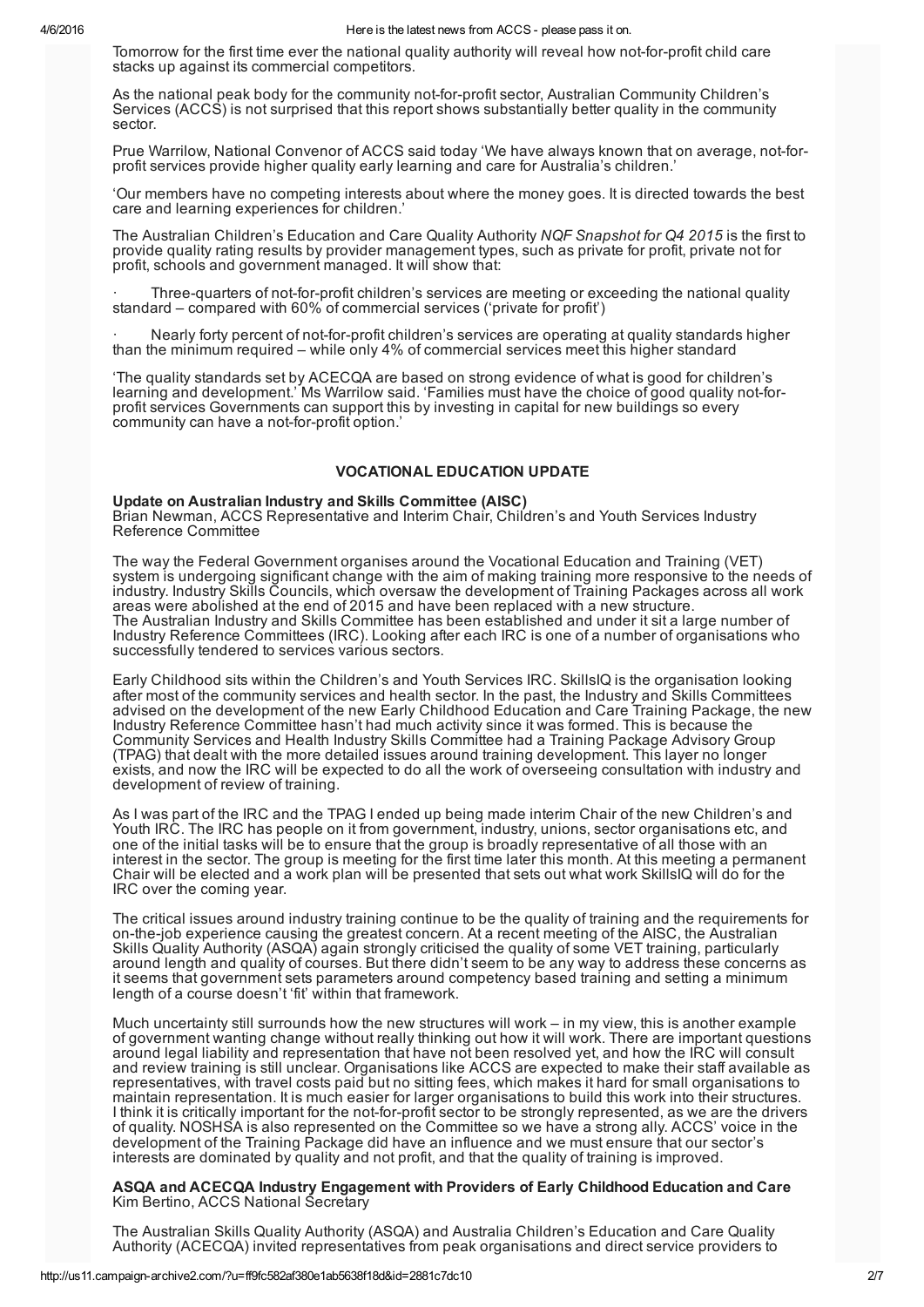Tomorrow for the first time ever the national quality authority will reveal how not-for-profit child care stacks up against its commercial competitors.

As the national peak body for the community not-for-profit sector, Australian Community Children's Services (ACCS) is not surprised that this report shows substantially better quality in the community sector.

Prue Warrilow, National Convenor of ACCS said today 'We have always known that on average, not-for-profit services provide higher quality early learning and care for Australia's children.'

'Our members have no competing interests about where the money goes. It is directed towards the best care and learning experiences for children.'

The Australian Children's Education and Care Quality Authority *NQF Snapshot for Q4 2015* is the first to provide quality rating results by provider management types, such as private for profit, private not for profit, schools and government managed. It will show that:

· Three-quarters of not-for-profit children's services are meeting or exceeding the national quality standard – compared with 60% of commercial services ('private for profit')

· Nearly forty percent of not-for-profit children's services are operating at quality standards higher than the minimum required – while only 4% of commercial services meet this higher standard

'The quality standards set by ACECQA are based on strong evidence of what is good for children's learning and development.' Ms Warrilow said. 'Families must have the choice of good quality not-for-profit services Governments can support this by investing in capital for new buildings so every community can have a not-for-profit option.'

## VOCATIONAL EDUCATION UPDATE

**Update on Australian Industry and Skills Committee (AISC)**
Brian Newman, ACCS Representative and Interim Chair, Children's and Youth Services Industry Reference Committee

The way the Federal Government organises around the Vocational Education and Training (VET) system is undergoing significant change with the aim of making training more responsive to the needs of industry. Industry Skills Councils, which oversaw the development of Training Packages across all work areas were abolished at the end of 2015 and have been replaced with a new structure.
The Australian Industry and Skills Committee has been established and under it sit a large number of Industry Reference Committees (IRC). Looking after each IRC is one of a number of organisations who successfully tendered to services various sectors.

Early Childhood sits within the Children's and Youth Services IRC. SkillsIQ is the organisation looking after most of the community services and health sector. In the past, the Industry and Skills Committees advised on the development of the new Early Childhood Education and Care Training Package, the new Industry Reference Committee hasn't had much activity since it was formed. This is because the Community Services and Health Industry Skills Committee had a Training Package Advisory Group (TPAG) that dealt with the more detailed issues around training development. This layer no longer exists, and now the IRC will be expected to do all the work of overseeing consultation with industry and development of review of training.

As I was part of the IRC and the TPAG I ended up being made interim Chair of the new Children's and Youth IRC. The IRC has people on it from government, industry, unions, sector organisations etc, and one of the initial tasks will be to ensure that the group is broadly representative of all those with an interest in the sector. The group is meeting for the first time later this month. At this meeting a permanent Chair will be elected and a work plan will be presented that sets out what work SkillsIQ will do for the IRC over the coming year.

The critical issues around industry training continue to be the quality of training and the requirements for on-the-job experience causing the greatest concern. At a recent meeting of the AISC, the Australian Skills Quality Authority (ASQA) again strongly criticised the quality of some VET training, particularly around length and quality of courses. But there didn't seem to be any way to address these concerns as it seems that government sets parameters around competency based training and setting a minimum length of a course doesn't 'fit' within that framework.

Much uncertainty still surrounds how the new structures will work – in my view, this is another example of government wanting change without really thinking out how it will work. There are important questions around legal liability and representation that have not been resolved yet, and how the IRC will consult and review training is still unclear. Organisations like ACCS are expected to make their staff available as representatives, with travel costs paid but no sitting fees, which makes it hard for small organisations to maintain representation. It is much easier for larger organisations to build this work into their structures. I think it is critically important for the not-for-profit sector to be strongly represented, as we are the drivers of quality. NOSHSA is also represented on the Committee so we have a strong ally. ACCS' voice in the development of the Training Package did have an influence and we must ensure that our sector's interests are dominated by quality and not profit, and that the quality of training is improved.

**ASQA and ACECQA Industry Engagement with Providers of Early Childhood Education and Care**
Kim Bertino, ACCS National Secretary

The Australian Skills Quality Authority (ASQA) and Australia Children's Education and Care Quality Authority (ACECQA) invited representatives from peak organisations and direct service providers to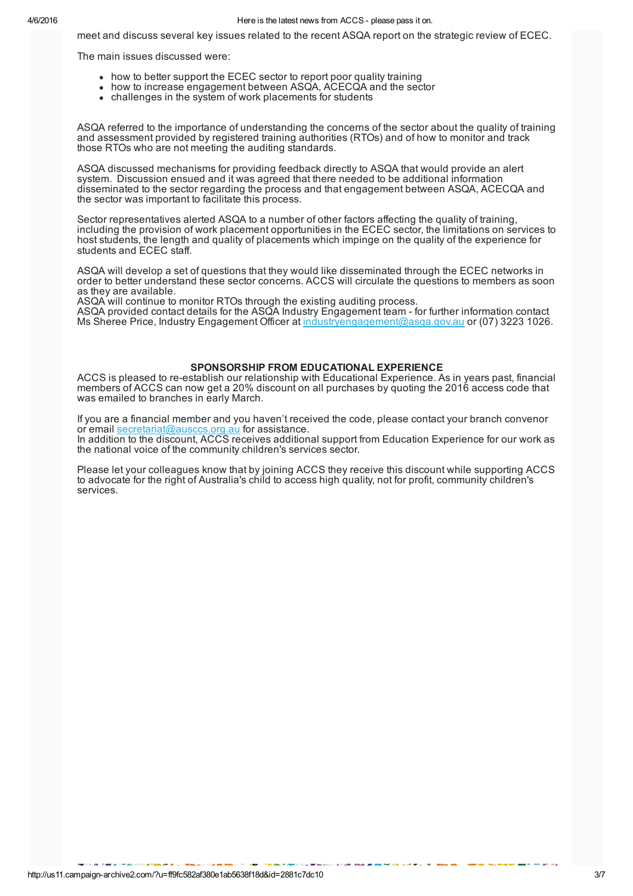meet and discuss several key issues related to the recent ASQA report on the strategic review of ECEC.

The main issues discussed were:

- how to better support the ECEC sector to report poor quality training
- how to increase engagement between ASQA, ACECQA and the sector
- challenges in the system of work placements for students

ASQA referred to the importance of understanding the concerns of the sector about the quality of training and assessment provided by registered training authorities (RTOs) and of how to monitor and track those RTOs who are not meeting the auditing standards.

ASQA discussed mechanisms for providing feedback directly to ASQA that would provide an alert system. Discussion ensued and it was agreed that there needed to be additional information disseminated to the sector regarding the process and that engagement between ASQA, ACECQA and the sector was important to facilitate this process.

Sector representatives alerted ASQA to a number of other factors affecting the quality of training, including the provision of work placement opportunities in the ECEC sector, the limitations on services to host students, the length and quality of placements which impinge on the quality of the experience for students and ECEC staff.

ASQA will develop a set of questions that they would like disseminated through the ECEC networks in order to better understand these sector concerns. ACCS will circulate the questions to members as soon as they are available.
ASQA will continue to monitor RTOs through the existing auditing process.
ASQA provided contact details for the ASQA Industry Engagement team - for further information contact Ms Sheree Price, Industry Engagement Officer at industryengagement@asqa.gov.au or (07) 3223 1026.

**SPONSORSHIP FROM EDUCATIONAL EXPERIENCE**

ACCS is pleased to re-establish our relationship with Educational Experience. As in years past, financial members of ACCS can now get a 20% discount on all purchases by quoting the 2016 access code that was emailed to branches in early March.

If you are a financial member and you haven't received the code, please contact your branch convenor or email secretariat@ausccs.org.au for assistance.
In addition to the discount, ACCS receives additional support from Education Experience for our work as the national voice of the community children's services sector.

Please let your colleagues know that by joining ACCS they receive this discount while supporting ACCS to advocate for the right of Australia's child to access high quality, not for profit, community children's services.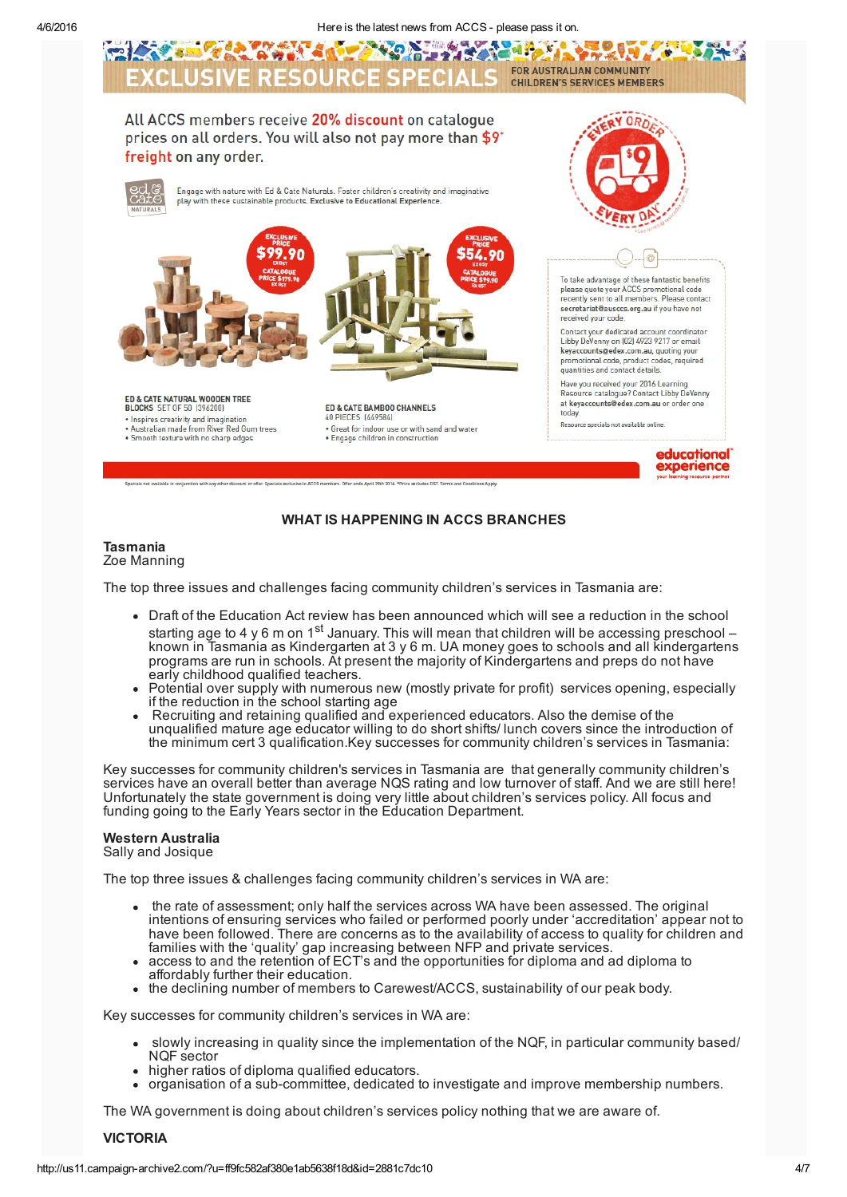# EXCLUSIVE RESOURCE SPECIALS

FOR AUSTRALIAN COMMUNITY CHILDREN'S SERVICES MEMBERS

All ACCS members receive **20% discount** on catalogue prices on all orders. You will also not pay more than **$9*** **freight** on any order.

EVERY ORDER $9 EVERY DAY

Engage with nature with Ed & Cate Naturals. Foster children's creativity and imaginative play with these sustainable products. **Exclusive to Educational Experience.**

EXCLUSIVE PRICE $99.90 EXGST
CATALOGUE PRICE $179.90 EX GST

**ED & CATE NATURAL WOODEN TREE BLOCKS** SET OF 50 (396200)

- Inspires creativity and imagination
- Australian made from River Red Gum trees
- Smooth texture with no sharp edges

EXCLUSIVE PRICE $54.90 EXGST
CATALOGUE PRICE $99.90 EX GST

**ED & CATE BAMBOO CHANNELS** 40 PIECES (469584)

- Great for indoor use or with sand and water
- Engage children in construction

To take advantage of these fantastic benefits please quote your ACCS promotional code recently sent to all members. Please contact **secretariat@ausccs.org.au** if you have not received your code.

Contact your dedicated account coordinator Libby DeVenny on (02) 4923 9217 or email **keyaccounts@edex.com.au**, quoting your promotional code, product codes, required quantities and contact details.

Have you received your 2016 Learning Resource catalogue? Contact Libby DeVenny at **keyaccounts@edex.com.au** or order one today.

Resource specials not available online.

educational experience — your learning resource partner

Specials not available in conjunction with any other discount or offer. Specials exclusive to ACCS members. Offer ends April 29th 2016. *Price excludes GST. Terms and Conditions Apply.

## WHAT IS HAPPENING IN ACCS BRANCHES

**Tasmania**
Zoe Manning

The top three issues and challenges facing community children's services in Tasmania are:

- Draft of the Education Act review has been announced which will see a reduction in the school starting age to 4 y 6 m on 1st January. This will mean that children will be accessing preschool – known in Tasmania as Kindergarten at 3 y 6 m. UA money goes to schools and all kindergartens programs are run in schools. At present the majority of Kindergartens and preps do not have early childhood qualified teachers.
- Potential over supply with numerous new (mostly private for profit) services opening, especially if the reduction in the school starting age
- Recruiting and retaining qualified and experienced educators. Also the demise of the unqualified mature age educator willing to do short shifts/ lunch covers since the introduction of the minimum cert 3 qualification.Key successes for community children's services in Tasmania:

Key successes for community children's services in Tasmania are that generally community children's services have an overall better than average NQS rating and low turnover of staff. And we are still here! Unfortunately the state government is doing very little about children's services policy. All focus and funding going to the Early Years sector in the Education Department.

**Western Australia**
Sally and Josique

The top three issues & challenges facing community children's services in WA are:

- the rate of assessment; only half the services across WA have been assessed. The original intentions of ensuring services who failed or performed poorly under 'accreditation' appear not to have been followed. There are concerns as to the availability of access to quality for children and families with the 'quality' gap increasing between NFP and private services.
- access to and the retention of ECT's and the opportunities for diploma and ad diploma to affordably further their education.
- the declining number of members to Carewest/ACCS, sustainability of our peak body.

Key successes for community children's services in WA are:

- slowly increasing in quality since the implementation of the NQF, in particular community based/ NQF sector
- higher ratios of diploma qualified educators.
- organisation of a sub-committee, dedicated to investigate and improve membership numbers.

The WA government is doing about children's services policy nothing that we are aware of.

**VICTORIA**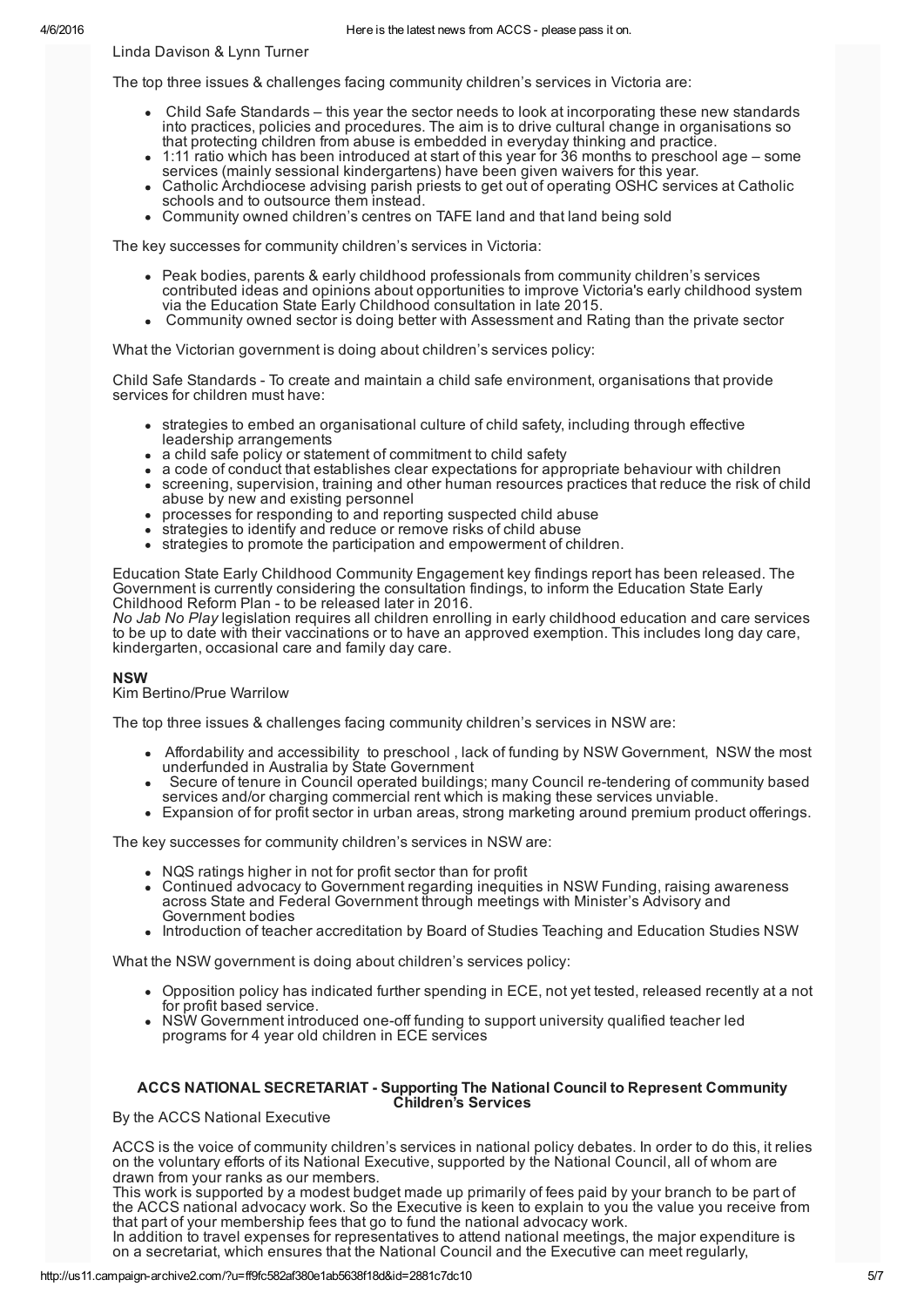Linda Davison & Lynn Turner

The top three issues & challenges facing community children's services in Victoria are:

- Child Safe Standards – this year the sector needs to look at incorporating these new standards into practices, policies and procedures. The aim is to drive cultural change in organisations so that protecting children from abuse is embedded in everyday thinking and practice.
- 1:11 ratio which has been introduced at start of this year for 36 months to preschool age – some services (mainly sessional kindergartens) have been given waivers for this year.
- Catholic Archdiocese advising parish priests to get out of operating OSHC services at Catholic schools and to outsource them instead.
- Community owned children's centres on TAFE land and that land being sold

The key successes for community children's services in Victoria:

- Peak bodies, parents & early childhood professionals from community children's services contributed ideas and opinions about opportunities to improve Victoria's early childhood system via the Education State Early Childhood consultation in late 2015.
- Community owned sector is doing better with Assessment and Rating than the private sector

What the Victorian government is doing about children's services policy:

Child Safe Standards - To create and maintain a child safe environment, organisations that provide services for children must have:

- strategies to embed an organisational culture of child safety, including through effective leadership arrangements
- a child safe policy or statement of commitment to child safety
- a code of conduct that establishes clear expectations for appropriate behaviour with children
- screening, supervision, training and other human resources practices that reduce the risk of child abuse by new and existing personnel
- processes for responding to and reporting suspected child abuse
- strategies to identify and reduce or remove risks of child abuse
- strategies to promote the participation and empowerment of children.

Education State Early Childhood Community Engagement key findings report has been released. The Government is currently considering the consultation findings, to inform the Education State Early Childhood Reform Plan - to be released later in 2016.
*No Jab No Play* legislation requires all children enrolling in early childhood education and care services to be up to date with their vaccinations or to have an approved exemption. This includes long day care, kindergarten, occasional care and family day care.

**NSW**
Kim Bertino/Prue Warrilow

The top three issues & challenges facing community children's services in NSW are:

- Affordability and accessibility to preschool , lack of funding by NSW Government, NSW the most underfunded in Australia by State Government
- Secure of tenure in Council operated buildings; many Council re-tendering of community based services and/or charging commercial rent which is making these services unviable.
- Expansion of for profit sector in urban areas, strong marketing around premium product offerings.

The key successes for community children's services in NSW are:

- NQS ratings higher in not for profit sector than for profit
- Continued advocacy to Government regarding inequities in NSW Funding, raising awareness across State and Federal Government through meetings with Minister's Advisory and Government bodies
- Introduction of teacher accreditation by Board of Studies Teaching and Education Studies NSW

What the NSW government is doing about children's services policy:

- Opposition policy has indicated further spending in ECE, not yet tested, released recently at a not for profit based service.
- NSW Government introduced one-off funding to support university qualified teacher led programs for 4 year old children in ECE services

## ACCS NATIONAL SECRETARIAT - Supporting The National Council to Represent Community Children's Services

By the ACCS National Executive

ACCS is the voice of community children's services in national policy debates. In order to do this, it relies on the voluntary efforts of its National Executive, supported by the National Council, all of whom are drawn from your ranks as our members.
This work is supported by a modest budget made up primarily of fees paid by your branch to be part of the ACCS national advocacy work. So the Executive is keen to explain to you the value you receive from that part of your membership fees that go to fund the national advocacy work.
In addition to travel expenses for representatives to attend national meetings, the major expenditure is on a secretariat, which ensures that the National Council and the Executive can meet regularly,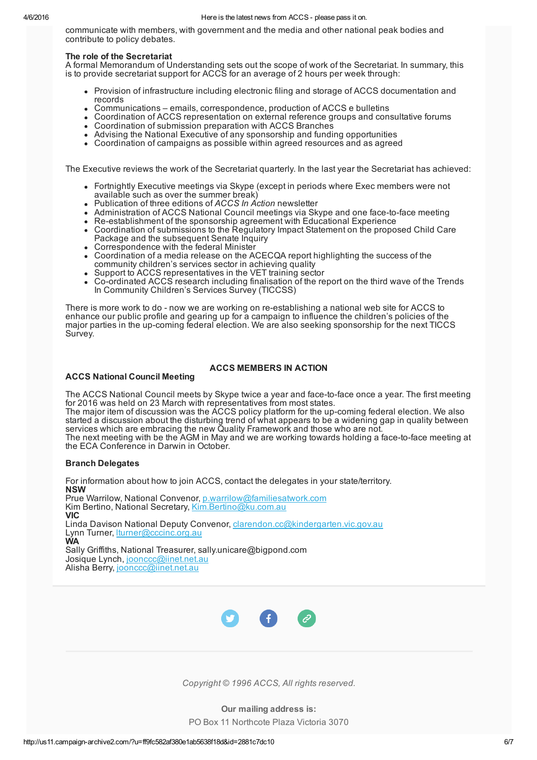communicate with members, with government and the media and other national peak bodies and contribute to policy debates.

**The role of the Secretariat**
A formal Memorandum of Understanding sets out the scope of work of the Secretariat. In summary, this is to provide secretariat support for ACCS for an average of 2 hours per week through:

- Provision of infrastructure including electronic filing and storage of ACCS documentation and records
- Communications – emails, correspondence, production of ACCS e bulletins
- Coordination of ACCS representation on external reference groups and consultative forums
- Coordination of submission preparation with ACCS Branches
- Advising the National Executive of any sponsorship and funding opportunities
- Coordination of campaigns as possible within agreed resources and as agreed

The Executive reviews the work of the Secretariat quarterly. In the last year the Secretariat has achieved:

- Fortnightly Executive meetings via Skype (except in periods where Exec members were not available such as over the summer break)
- Publication of three editions of *ACCS In Action* newsletter
- Administration of ACCS National Council meetings via Skype and one face-to-face meeting
- Re-establishment of the sponsorship agreement with Educational Experience
- Coordination of submissions to the Regulatory Impact Statement on the proposed Child Care Package and the subsequent Senate Inquiry
- Correspondence with the federal Minister
- Coordination of a media release on the ACECQA report highlighting the success of the community children's services sector in achieving quality
- Support to ACCS representatives in the VET training sector
- Co-ordinated ACCS research including finalisation of the report on the third wave of the Trends In Community Children's Services Survey (TICCSS)

There is more work to do - now we are working on re-establishing a national web site for ACCS to enhance our public profile and gearing up for a campaign to influence the children's policies of the major parties in the up-coming federal election. We are also seeking sponsorship for the next TICCS Survey.

## ACCS MEMBERS IN ACTION

**ACCS National Council Meeting**

The ACCS National Council meets by Skype twice a year and face-to-face once a year. The first meeting for 2016 was held on 23 March with representatives from most states.
The major item of discussion was the ACCS policy platform for the up-coming federal election. We also started a discussion about the disturbing trend of what appears to be a widening gap in quality between services which are embracing the new Quality Framework and those who are not.
The next meeting with be the AGM in May and we are working towards holding a face-to-face meeting at the ECA Conference in Darwin in October.

**Branch Delegates**

For information about how to join ACCS, contact the delegates in your state/territory.
**NSW**
Prue Warrilow, National Convenor, p.warrilow@familiesatwork.com
Kim Bertino, National Secretary, Kim.Bertino@ku.com.au
**VIC**
Linda Davison National Deputy Convenor, clarendon.cc@kindergarten.vic.gov.au
Lynn Turner, lturner@cccinc.org.au
**WA**
Sally Griffiths, National Treasurer, sally.unicare@bigpond.com
Josique Lynch, joonccc@iinet.net.au
Alisha Berry, joonccc@iinet.net.au

*Copyright © 1996 ACCS, All rights reserved.*

**Our mailing address is:**
PO Box 11 Northcote Plaza Victoria 3070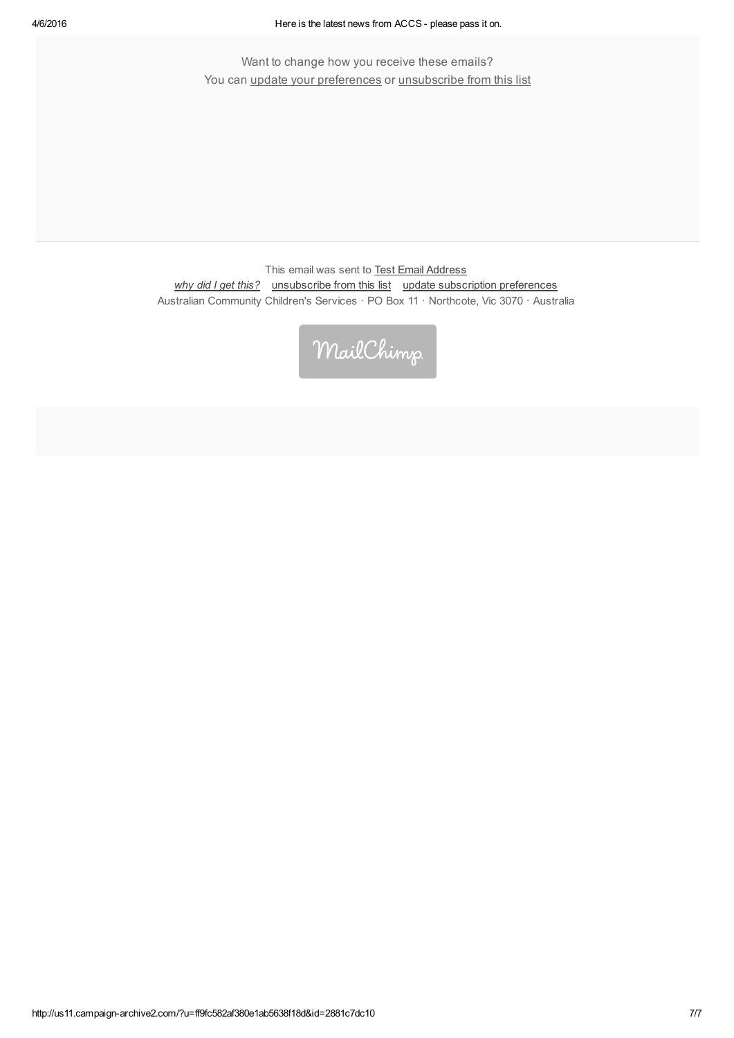Want to change how you receive these emails?
You can update your preferences or unsubscribe from this list

This email was sent to Test Email Address

*why did I get this?* unsubscribe from this list update subscription preferences

Australian Community Children's Services · PO Box 11 · Northcote, Vic 3070 · Australia

MailChimp